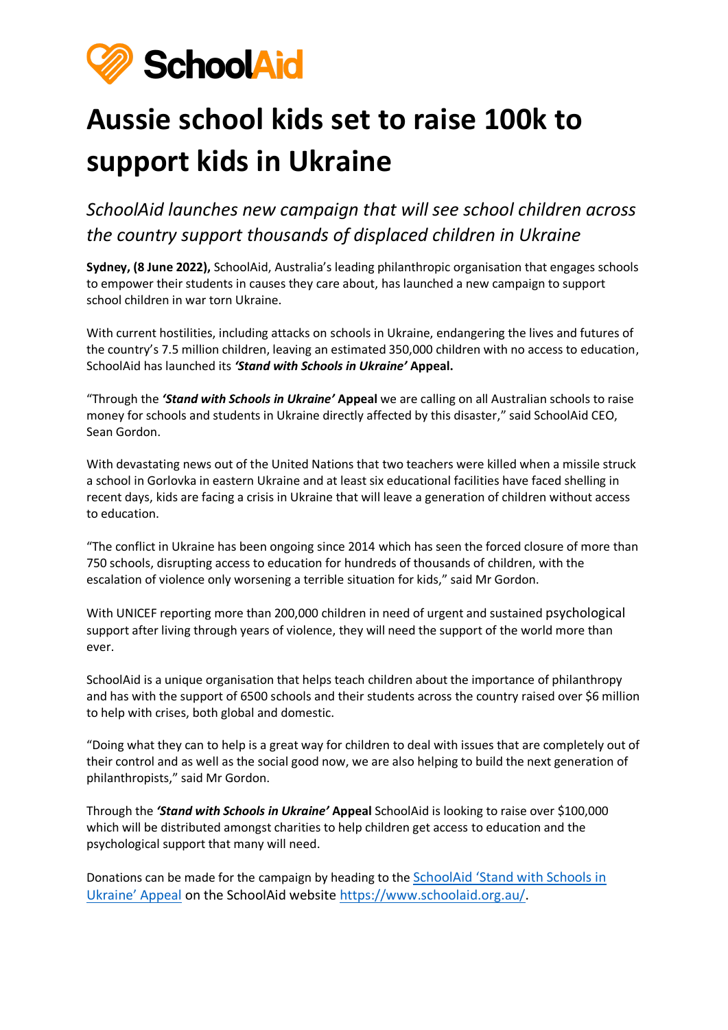SchoolAid

# Aussie school kids set to raise 100k to support kids in Ukraine

*SchoolAid launches new campaign that will see school children across the country support thousands of displaced children in Ukraine*

**Sydney, (8 June 2022),** SchoolAid, Australia's leading philanthropic organisation that engages schools to empower their students in causes they care about, has launched a new campaign to support school children in war torn Ukraine.

With current hostilities, including attacks on schools in Ukraine, endangering the lives and futures of the country's 7.5 million children, leaving an estimated 350,000 children with no access to education, SchoolAid has launched its ***'Stand with Schools in Ukraine'*** **Appeal.**

"Through the ***'Stand with Schools in Ukraine'*** **Appeal** we are calling on all Australian schools to raise money for schools and students in Ukraine directly affected by this disaster," said SchoolAid CEO, Sean Gordon.

With devastating news out of the United Nations that two teachers were killed when a missile struck a school in Gorlovka in eastern Ukraine and at least six educational facilities have faced shelling in recent days, kids are facing a crisis in Ukraine that will leave a generation of children without access to education.

"The conflict in Ukraine has been ongoing since 2014 which has seen the forced closure of more than 750 schools, disrupting access to education for hundreds of thousands of children, with the escalation of violence only worsening a terrible situation for kids," said Mr Gordon.

With UNICEF reporting more than 200,000 children in need of urgent and sustained psychological support after living through years of violence, they will need the support of the world more than ever.

SchoolAid is a unique organisation that helps teach children about the importance of philanthropy and has with the support of 6500 schools and their students across the country raised over $6 million to help with crises, both global and domestic.

"Doing what they can to help is a great way for children to deal with issues that are completely out of their control and as well as the social good now, we are also helping to build the next generation of philanthropists," said Mr Gordon.

Through the ***'Stand with Schools in Ukraine'*** **Appeal** SchoolAid is looking to raise over $100,000 which will be distributed amongst charities to help children get access to education and the psychological support that many will need.

Donations can be made for the campaign by heading to the [SchoolAid 'Stand with Schools in Ukraine' Appeal](https://www.schoolaid.org.au/) on the SchoolAid website https://www.schoolaid.org.au/.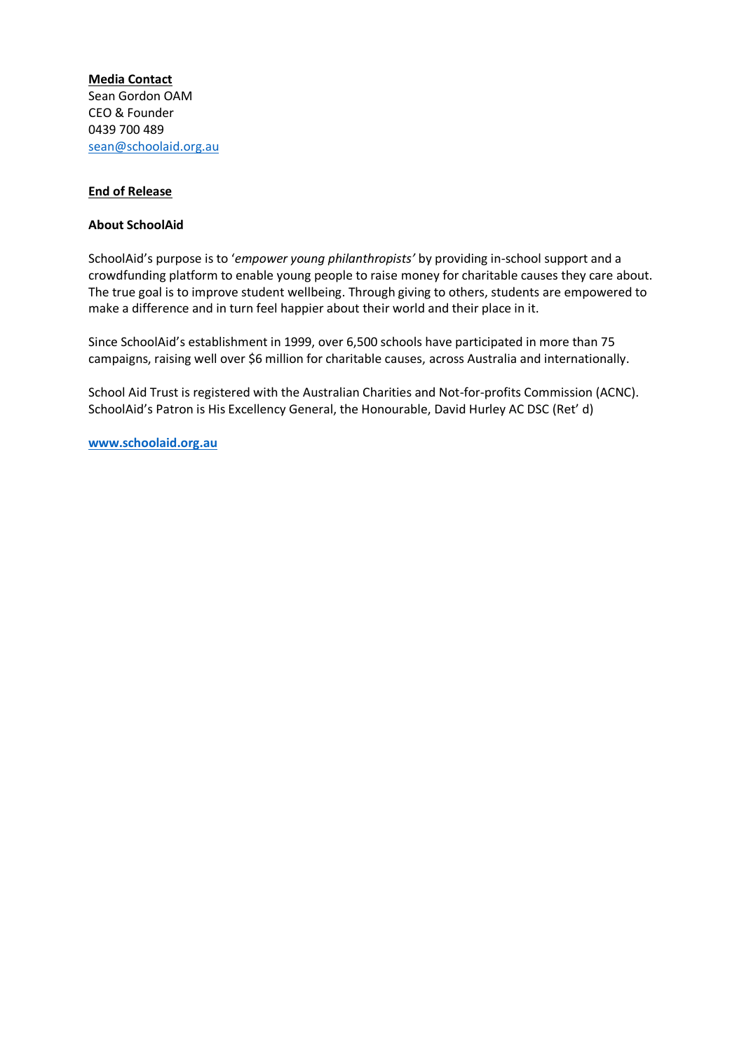**Media Contact**
Sean Gordon OAM
CEO & Founder
0439 700 489
sean@schoolaid.org.au

**End of Release**

**About SchoolAid**

SchoolAid's purpose is to '*empower young philanthropists'* by providing in-school support and a crowdfunding platform to enable young people to raise money for charitable causes they care about. The true goal is to improve student wellbeing. Through giving to others, students are empowered to make a difference and in turn feel happier about their world and their place in it.

Since SchoolAid's establishment in 1999, over 6,500 schools have participated in more than 75 campaigns, raising well over $6 million for charitable causes, across Australia and internationally.

School Aid Trust is registered with the Australian Charities and Not-for-profits Commission (ACNC). SchoolAid's Patron is His Excellency General, the Honourable, David Hurley AC DSC (Ret' d)

**www.schoolaid.org.au**